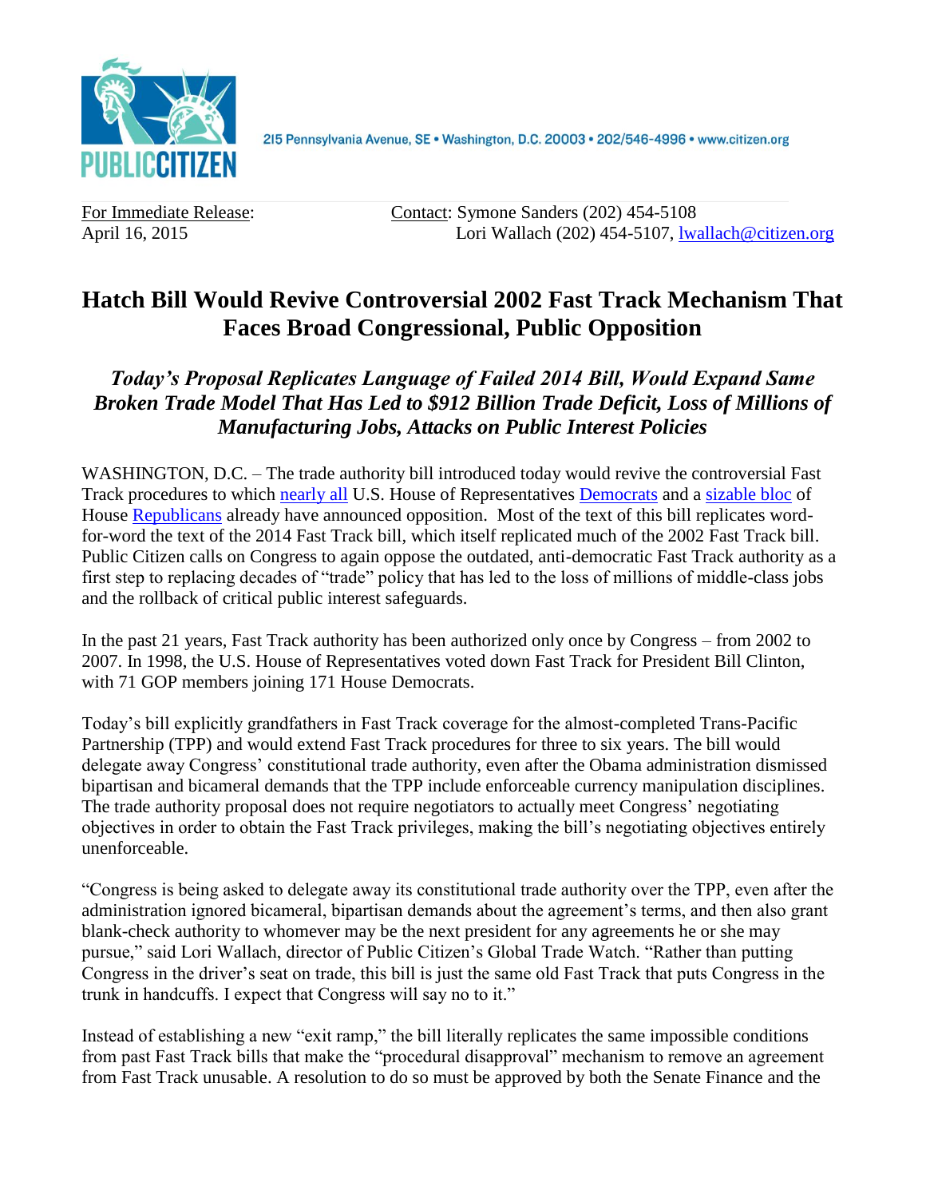PUBLIC CITIZEN

215 Pennsylvania Avenue, SE • Washington, D.C. 20003 • 202/546-4996 • www.citizen.org

For Immediate Release: April 16, 2015

Contact: Symone Sanders (202) 454-5108
Lori Wallach (202) 454-5107, lwallach@citizen.org

# Hatch Bill Would Revive Controversial 2002 Fast Track Mechanism That Faces Broad Congressional, Public Opposition

## *Today's Proposal Replicates Language of Failed 2014 Bill, Would Expand Same Broken Trade Model That Has Led to $912 Billion Trade Deficit, Loss of Millions of Manufacturing Jobs, Attacks on Public Interest Policies*

WASHINGTON, D.C. – The trade authority bill introduced today would revive the controversial Fast Track procedures to which nearly all U.S. House of Representatives Democrats and a sizable bloc of House Republicans already have announced opposition. Most of the text of this bill replicates word-for-word the text of the 2014 Fast Track bill, which itself replicated much of the 2002 Fast Track bill. Public Citizen calls on Congress to again oppose the outdated, anti-democratic Fast Track authority as a first step to replacing decades of "trade" policy that has led to the loss of millions of middle-class jobs and the rollback of critical public interest safeguards.

In the past 21 years, Fast Track authority has been authorized only once by Congress – from 2002 to 2007. In 1998, the U.S. House of Representatives voted down Fast Track for President Bill Clinton, with 71 GOP members joining 171 House Democrats.

Today's bill explicitly grandfathers in Fast Track coverage for the almost-completed Trans-Pacific Partnership (TPP) and would extend Fast Track procedures for three to six years. The bill would delegate away Congress' constitutional trade authority, even after the Obama administration dismissed bipartisan and bicameral demands that the TPP include enforceable currency manipulation disciplines. The trade authority proposal does not require negotiators to actually meet Congress' negotiating objectives in order to obtain the Fast Track privileges, making the bill's negotiating objectives entirely unenforceable.

"Congress is being asked to delegate away its constitutional trade authority over the TPP, even after the administration ignored bicameral, bipartisan demands about the agreement's terms, and then also grant blank-check authority to whomever may be the next president for any agreements he or she may pursue," said Lori Wallach, director of Public Citizen's Global Trade Watch. "Rather than putting Congress in the driver's seat on trade, this bill is just the same old Fast Track that puts Congress in the trunk in handcuffs. I expect that Congress will say no to it."

Instead of establishing a new "exit ramp," the bill literally replicates the same impossible conditions from past Fast Track bills that make the "procedural disapproval" mechanism to remove an agreement from Fast Track unusable. A resolution to do so must be approved by both the Senate Finance and the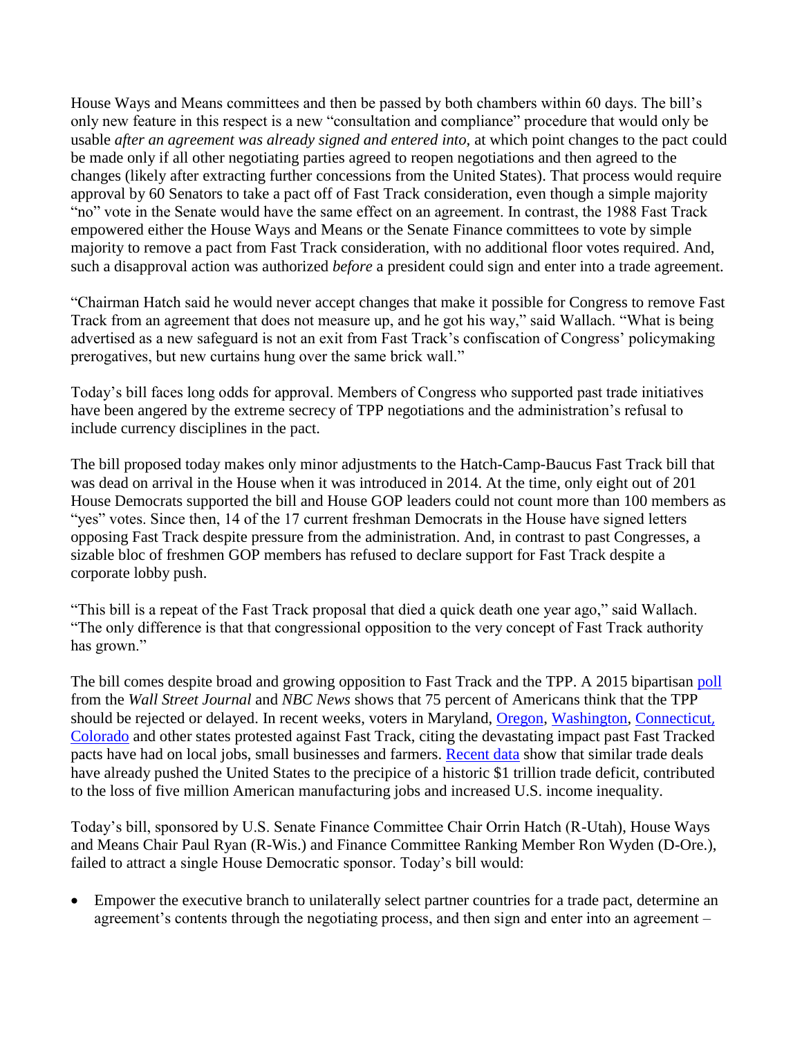House Ways and Means committees and then be passed by both chambers within 60 days. The bill's only new feature in this respect is a new "consultation and compliance" procedure that would only be usable *after an agreement was already signed and entered into,* at which point changes to the pact could be made only if all other negotiating parties agreed to reopen negotiations and then agreed to the changes (likely after extracting further concessions from the United States). That process would require approval by 60 Senators to take a pact off of Fast Track consideration, even though a simple majority "no" vote in the Senate would have the same effect on an agreement. In contrast, the 1988 Fast Track empowered either the House Ways and Means or the Senate Finance committees to vote by simple majority to remove a pact from Fast Track consideration, with no additional floor votes required. And, such a disapproval action was authorized *before* a president could sign and enter into a trade agreement.

"Chairman Hatch said he would never accept changes that make it possible for Congress to remove Fast Track from an agreement that does not measure up, and he got his way," said Wallach. "What is being advertised as a new safeguard is not an exit from Fast Track's confiscation of Congress' policymaking prerogatives, but new curtains hung over the same brick wall."

Today's bill faces long odds for approval. Members of Congress who supported past trade initiatives have been angered by the extreme secrecy of TPP negotiations and the administration's refusal to include currency disciplines in the pact.

The bill proposed today makes only minor adjustments to the Hatch-Camp-Baucus Fast Track bill that was dead on arrival in the House when it was introduced in 2014. At the time, only eight out of 201 House Democrats supported the bill and House GOP leaders could not count more than 100 members as "yes" votes. Since then, 14 of the 17 current freshman Democrats in the House have signed letters opposing Fast Track despite pressure from the administration. And, in contrast to past Congresses, a sizable bloc of freshmen GOP members has refused to declare support for Fast Track despite a corporate lobby push.

"This bill is a repeat of the Fast Track proposal that died a quick death one year ago," said Wallach. "The only difference is that that congressional opposition to the very concept of Fast Track authority has grown."

The bill comes despite broad and growing opposition to Fast Track and the TPP. A 2015 bipartisan poll from the *Wall Street Journal* and *NBC News* shows that 75 percent of Americans think that the TPP should be rejected or delayed. In recent weeks, voters in Maryland, Oregon, Washington, Connecticut, Colorado and other states protested against Fast Track, citing the devastating impact past Fast Tracked pacts have had on local jobs, small businesses and farmers. Recent data show that similar trade deals have already pushed the United States to the precipice of a historic $1 trillion trade deficit, contributed to the loss of five million American manufacturing jobs and increased U.S. income inequality.

Today's bill, sponsored by U.S. Senate Finance Committee Chair Orrin Hatch (R-Utah), House Ways and Means Chair Paul Ryan (R-Wis.) and Finance Committee Ranking Member Ron Wyden (D-Ore.), failed to attract a single House Democratic sponsor. Today's bill would:

- Empower the executive branch to unilaterally select partner countries for a trade pact, determine an agreement's contents through the negotiating process, and then sign and enter into an agreement –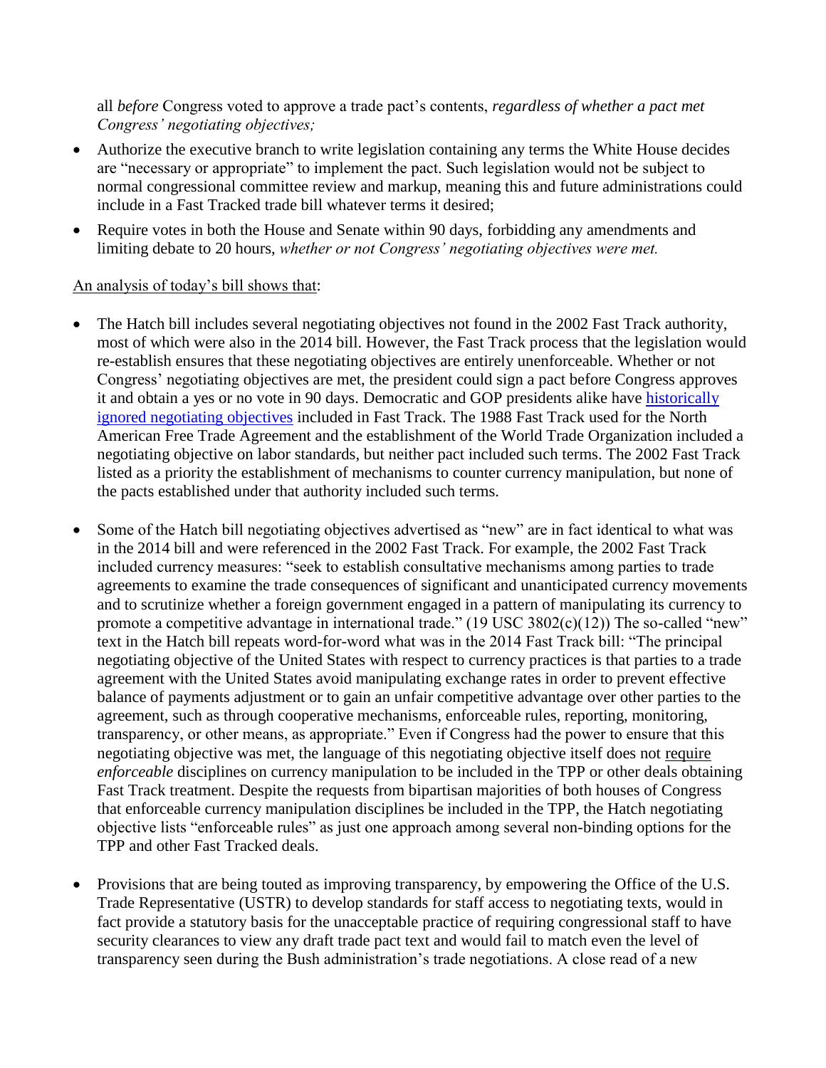all *before* Congress voted to approve a trade pact's contents, *regardless of whether a pact met Congress' negotiating objectives;*

- Authorize the executive branch to write legislation containing any terms the White House decides are "necessary or appropriate" to implement the pact. Such legislation would not be subject to normal congressional committee review and markup, meaning this and future administrations could include in a Fast Tracked trade bill whatever terms it desired;
- Require votes in both the House and Senate within 90 days, forbidding any amendments and limiting debate to 20 hours, *whether or not Congress' negotiating objectives were met.*

<u>An analysis of today's bill shows that</u>:

- The Hatch bill includes several negotiating objectives not found in the 2002 Fast Track authority, most of which were also in the 2014 bill. However, the Fast Track process that the legislation would re-establish ensures that these negotiating objectives are entirely unenforceable. Whether or not Congress' negotiating objectives are met, the president could sign a pact before Congress approves it and obtain a yes or no vote in 90 days. Democratic and GOP presidents alike have historically ignored negotiating objectives included in Fast Track. The 1988 Fast Track used for the North American Free Trade Agreement and the establishment of the World Trade Organization included a negotiating objective on labor standards, but neither pact included such terms. The 2002 Fast Track listed as a priority the establishment of mechanisms to counter currency manipulation, but none of the pacts established under that authority included such terms.

- Some of the Hatch bill negotiating objectives advertised as "new" are in fact identical to what was in the 2014 bill and were referenced in the 2002 Fast Track. For example, the 2002 Fast Track included currency measures: "seek to establish consultative mechanisms among parties to trade agreements to examine the trade consequences of significant and unanticipated currency movements and to scrutinize whether a foreign government engaged in a pattern of manipulating its currency to promote a competitive advantage in international trade." (19 USC 3802(c)(12)) The so-called "new" text in the Hatch bill repeats word-for-word what was in the 2014 Fast Track bill: "The principal negotiating objective of the United States with respect to currency practices is that parties to a trade agreement with the United States avoid manipulating exchange rates in order to prevent effective balance of payments adjustment or to gain an unfair competitive advantage over other parties to the agreement, such as through cooperative mechanisms, enforceable rules, reporting, monitoring, transparency, or other means, as appropriate." Even if Congress had the power to ensure that this negotiating objective was met, the language of this negotiating objective itself does not <u>require</u> *enforceable* disciplines on currency manipulation to be included in the TPP or other deals obtaining Fast Track treatment. Despite the requests from bipartisan majorities of both houses of Congress that enforceable currency manipulation disciplines be included in the TPP, the Hatch negotiating objective lists "enforceable rules" as just one approach among several non-binding options for the TPP and other Fast Tracked deals.

- Provisions that are being touted as improving transparency, by empowering the Office of the U.S. Trade Representative (USTR) to develop standards for staff access to negotiating texts, would in fact provide a statutory basis for the unacceptable practice of requiring congressional staff to have security clearances to view any draft trade pact text and would fail to match even the level of transparency seen during the Bush administration's trade negotiations. A close read of a new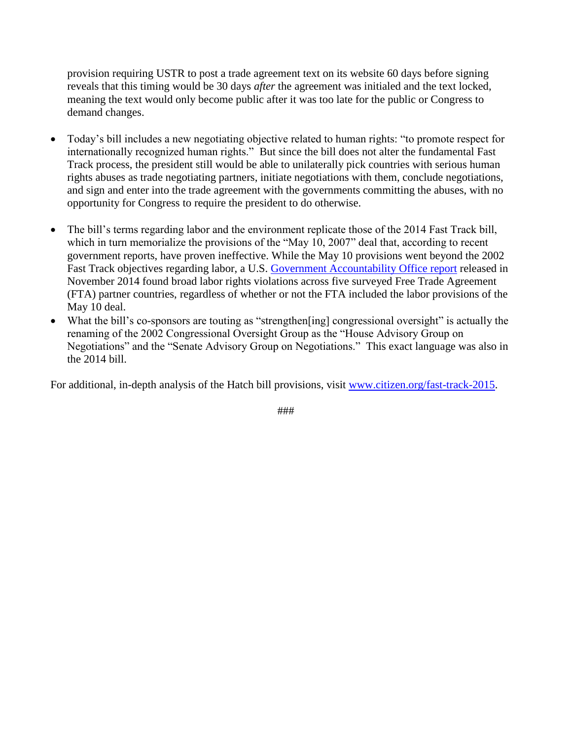provision requiring USTR to post a trade agreement text on its website 60 days before signing reveals that this timing would be 30 days *after* the agreement was initialed and the text locked, meaning the text would only become public after it was too late for the public or Congress to demand changes.

- Today's bill includes a new negotiating objective related to human rights: "to promote respect for internationally recognized human rights." But since the bill does not alter the fundamental Fast Track process, the president still would be able to unilaterally pick countries with serious human rights abuses as trade negotiating partners, initiate negotiations with them, conclude negotiations, and sign and enter into the trade agreement with the governments committing the abuses, with no opportunity for Congress to require the president to do otherwise.

- The bill's terms regarding labor and the environment replicate those of the 2014 Fast Track bill, which in turn memorialize the provisions of the "May 10, 2007" deal that, according to recent government reports, have proven ineffective. While the May 10 provisions went beyond the 2002 Fast Track objectives regarding labor, a U.S. Government Accountability Office report released in November 2014 found broad labor rights violations across five surveyed Free Trade Agreement (FTA) partner countries, regardless of whether or not the FTA included the labor provisions of the May 10 deal.
- What the bill's co-sponsors are touting as "strengthen[ing] congressional oversight" is actually the renaming of the 2002 Congressional Oversight Group as the "House Advisory Group on Negotiations" and the "Senate Advisory Group on Negotiations." This exact language was also in the 2014 bill.

For additional, in-depth analysis of the Hatch bill provisions, visit www.citizen.org/fast-track-2015.

###